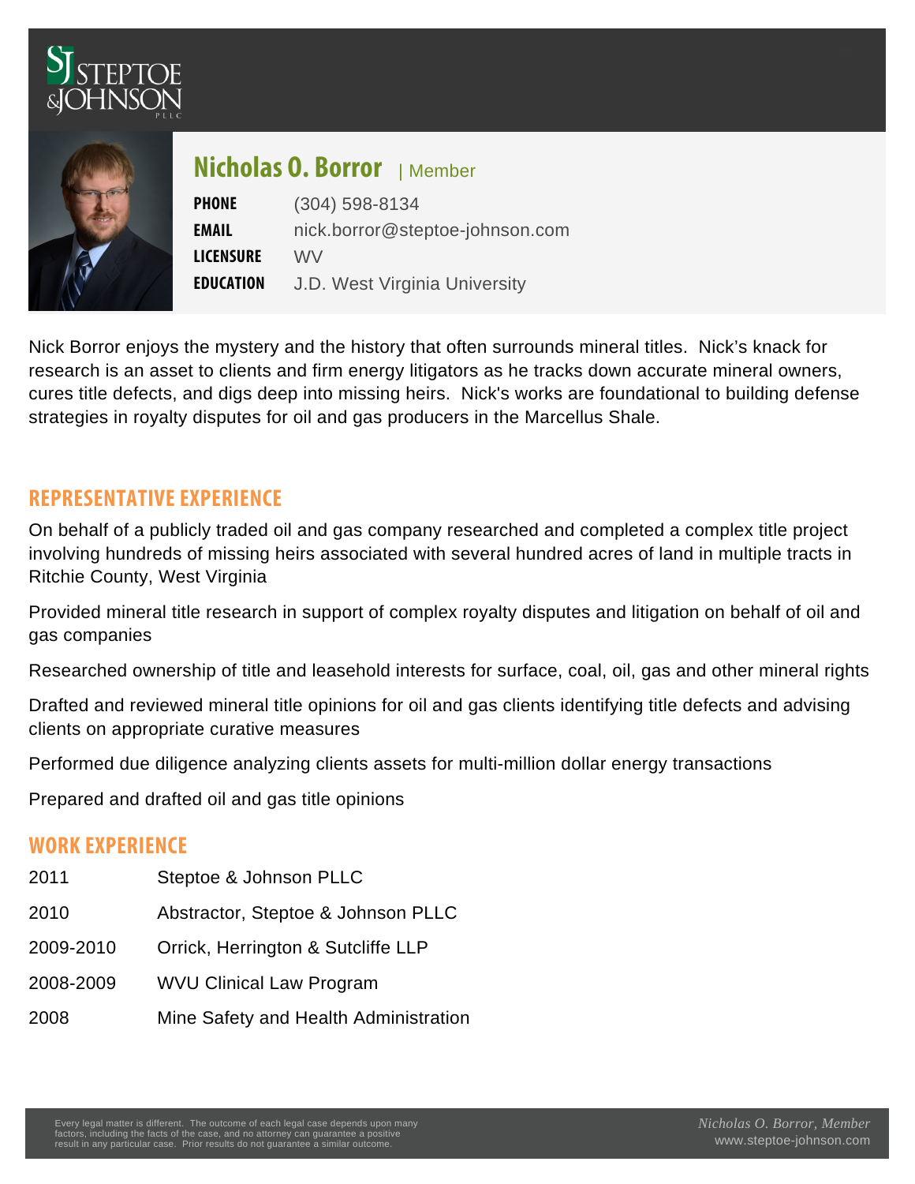# Nicholas O. Borror | Member

**PHONE** (304) 598-8134

**EMAIL** nick.borror@steptoe-johnson.com

**LICENSURE** WV

**EDUCATION** J.D. West Virginia University

Nick Borror enjoys the mystery and the history that often surrounds mineral titles. Nick's knack for research is an asset to clients and firm energy litigators as he tracks down accurate mineral owners, cures title defects, and digs deep into missing heirs. Nick's works are foundational to building defense strategies in royalty disputes for oil and gas producers in the Marcellus Shale.

## REPRESENTATIVE EXPERIENCE

On behalf of a publicly traded oil and gas company researched and completed a complex title project involving hundreds of missing heirs associated with several hundred acres of land in multiple tracts in Ritchie County, West Virginia

Provided mineral title research in support of complex royalty disputes and litigation on behalf of oil and gas companies

Researched ownership of title and leasehold interests for surface, coal, oil, gas and other mineral rights

Drafted and reviewed mineral title opinions for oil and gas clients identifying title defects and advising clients on appropriate curative measures

Performed due diligence analyzing clients assets for multi-million dollar energy transactions

Prepared and drafted oil and gas title opinions

## WORK EXPERIENCE

| | |
|---|---|
| 2011 | Steptoe & Johnson PLLC |
| 2010 | Abstractor, Steptoe & Johnson PLLC |
| 2009-2010 | Orrick, Herrington & Sutcliffe LLP |
| 2008-2009 | WVU Clinical Law Program |
| 2008 | Mine Safety and Health Administration |

Every legal matter is different. The outcome of each legal case depends upon many factors, including the facts of the case, and no attorney can guarantee a positive result in any particular case. Prior results do not guarantee a similar outcome.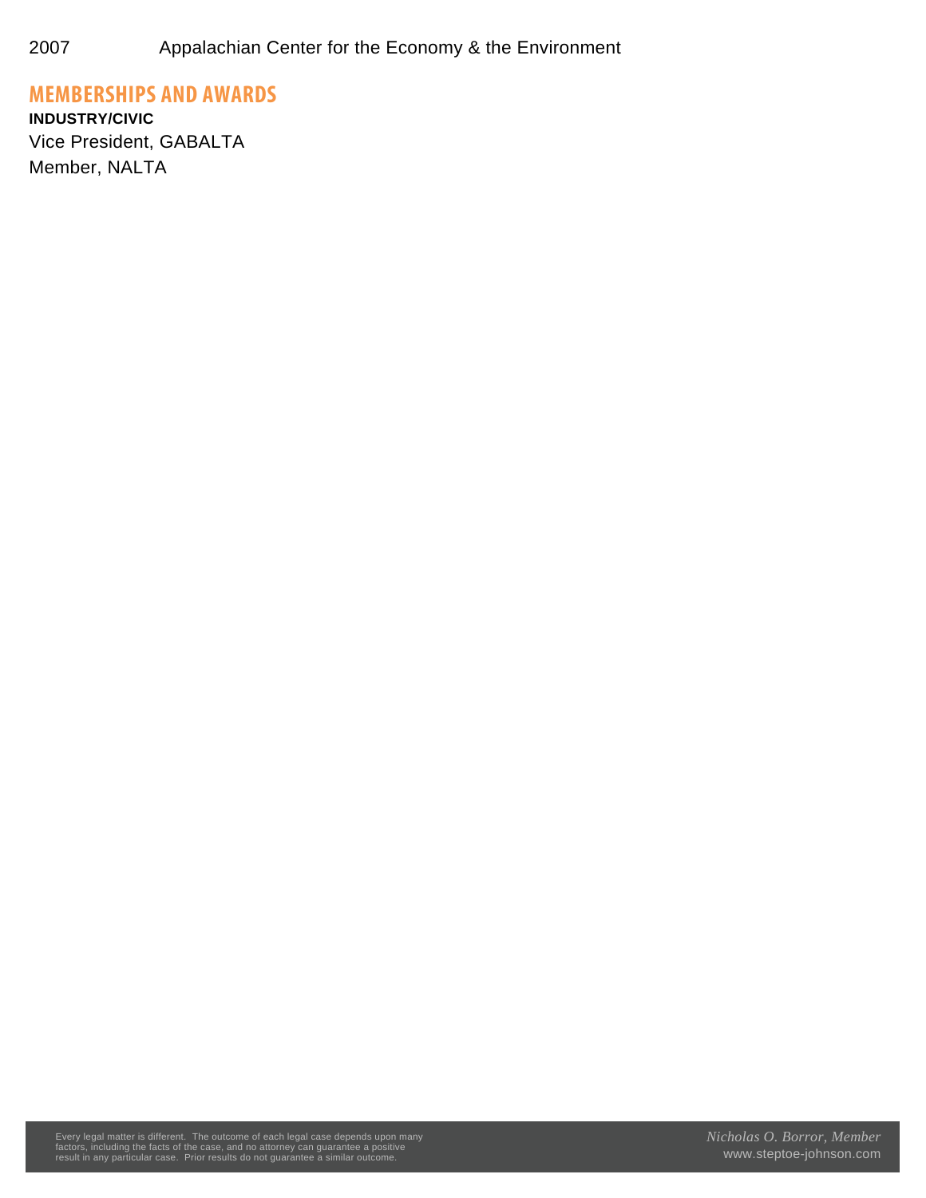2007 Appalachian Center for the Economy & the Environment

## MEMBERSHIPS AND AWARDS

**INDUSTRY/CIVIC**

Vice President, GABALTA

Member, NALTA

Every legal matter is different. The outcome of each legal case depends upon many factors, including the facts of the case, and no attorney can guarantee a positive result in any particular case. Prior results do not guarantee a similar outcome.